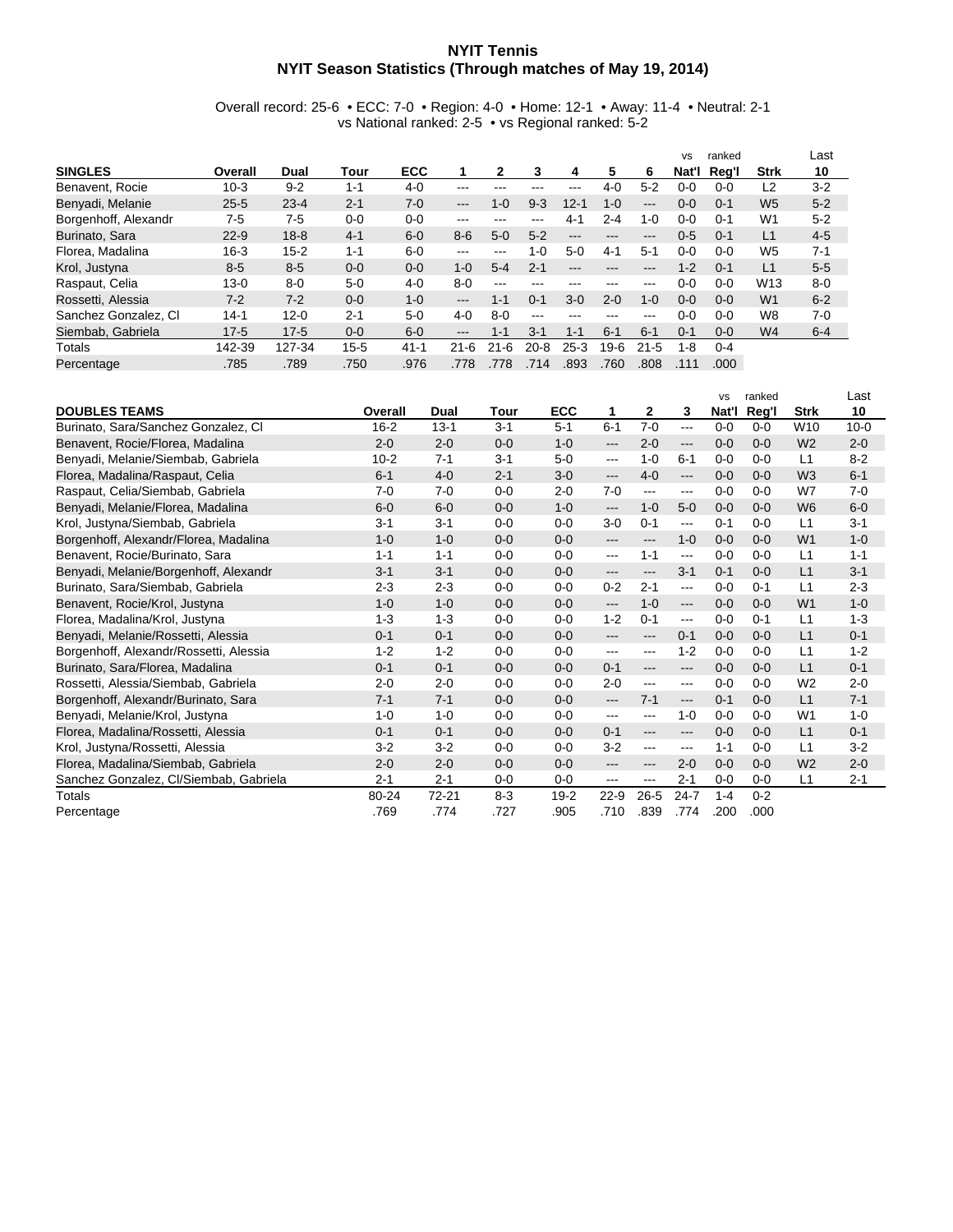# NYIT Tennis

## NYIT Season Statistics (Through matches of May 19, 2014)

Overall record: 25-6 • ECC: 7-0 • Region: 4-0 • Home: 12-1 • Away: 11-4 • Neutral: 2-1
vs National ranked: 2-5 • vs Regional ranked: 5-2

| SINGLES | Overall | Dual | Tour | ECC | 1 | 2 | 3 | 4 | 5 | 6 | vs Nat'l | ranked Reg'l | Strk | Last 10 |
|---|---|---|---|---|---|---|---|---|---|---|---|---|---|---|
| Benavent, Rocie | 10-3 | 9-2 | 1-1 | 4-0 | --- | --- | --- | --- | 4-0 | 5-2 | 0-0 | 0-0 | L2 | 3-2 |
| Benyadi, Melanie | 25-5 | 23-4 | 2-1 | 7-0 | --- | 1-0 | 9-3 | 12-1 | 1-0 | --- | 0-0 | 0-1 | W5 | 5-2 |
| Borgenhoff, Alexandr | 7-5 | 7-5 | 0-0 | 0-0 | --- | --- | --- | 4-1 | 2-4 | 1-0 | 0-0 | 0-1 | W1 | 5-2 |
| Burinato, Sara | 22-9 | 18-8 | 4-1 | 6-0 | 8-6 | 5-0 | 5-2 | --- | --- | --- | 0-5 | 0-1 | L1 | 4-5 |
| Florea, Madalina | 16-3 | 15-2 | 1-1 | 6-0 | --- | --- | 1-0 | 5-0 | 4-1 | 5-1 | 0-0 | 0-0 | W5 | 7-1 |
| Krol, Justyna | 8-5 | 8-5 | 0-0 | 0-0 | 1-0 | 5-4 | 2-1 | --- | --- | --- | 1-2 | 0-1 | L1 | 5-5 |
| Raspaut, Celia | 13-0 | 8-0 | 5-0 | 4-0 | 8-0 | --- | --- | --- | --- | --- | 0-0 | 0-0 | W13 | 8-0 |
| Rossetti, Alessia | 7-2 | 7-2 | 0-0 | 1-0 | --- | 1-1 | 0-1 | 3-0 | 2-0 | 1-0 | 0-0 | 0-0 | W1 | 6-2 |
| Sanchez Gonzalez, Cl | 14-1 | 12-0 | 2-1 | 5-0 | 4-0 | 8-0 | --- | --- | --- | --- | 0-0 | 0-0 | W8 | 7-0 |
| Siembab, Gabriela | 17-5 | 17-5 | 0-0 | 6-0 | --- | 1-1 | 3-1 | 1-1 | 6-1 | 6-1 | 0-1 | 0-0 | W4 | 6-4 |
| Totals | 142-39 | 127-34 | 15-5 | 41-1 | 21-6 | 21-6 | 20-8 | 25-3 | 19-6 | 21-5 | 1-8 | 0-4 | | |
| Percentage | .785 | .789 | .750 | .976 | .778 | .778 | .714 | .893 | .760 | .808 | .111 | .000 | | |

| DOUBLES TEAMS | Overall | Dual | Tour | ECC | 1 | 2 | 3 | vs Nat'l | ranked Reg'l | Strk | Last 10 |
|---|---|---|---|---|---|---|---|---|---|---|---|
| Burinato, Sara/Sanchez Gonzalez, Cl | 16-2 | 13-1 | 3-1 | 5-1 | 6-1 | 7-0 | --- | 0-0 | 0-0 | W10 | 10-0 |
| Benavent, Rocie/Florea, Madalina | 2-0 | 2-0 | 0-0 | 1-0 | --- | 2-0 | --- | 0-0 | 0-0 | W2 | 2-0 |
| Benyadi, Melanie/Siembab, Gabriela | 10-2 | 7-1 | 3-1 | 5-0 | --- | 1-0 | 6-1 | 0-0 | 0-0 | L1 | 8-2 |
| Florea, Madalina/Raspaut, Celia | 6-1 | 4-0 | 2-1 | 3-0 | --- | 4-0 | --- | 0-0 | 0-0 | W3 | 6-1 |
| Raspaut, Celia/Siembab, Gabriela | 7-0 | 7-0 | 0-0 | 2-0 | 7-0 | --- | --- | 0-0 | 0-0 | W7 | 7-0 |
| Benyadi, Melanie/Florea, Madalina | 6-0 | 6-0 | 0-0 | 1-0 | --- | 1-0 | 5-0 | 0-0 | 0-0 | W6 | 6-0 |
| Krol, Justyna/Siembab, Gabriela | 3-1 | 3-1 | 0-0 | 0-0 | 3-0 | 0-1 | --- | 0-1 | 0-0 | L1 | 3-1 |
| Borgenhoff, Alexandr/Florea, Madalina | 1-0 | 1-0 | 0-0 | 0-0 | --- | --- | 1-0 | 0-0 | 0-0 | W1 | 1-0 |
| Benavent, Rocie/Burinato, Sara | 1-1 | 1-1 | 0-0 | 0-0 | --- | 1-1 | --- | 0-0 | 0-0 | L1 | 1-1 |
| Benyadi, Melanie/Borgenhoff, Alexandr | 3-1 | 3-1 | 0-0 | 0-0 | --- | --- | 3-1 | 0-1 | 0-0 | L1 | 3-1 |
| Burinato, Sara/Siembab, Gabriela | 2-3 | 2-3 | 0-0 | 0-0 | 0-2 | 2-1 | --- | 0-0 | 0-1 | L1 | 2-3 |
| Benavent, Rocie/Krol, Justyna | 1-0 | 1-0 | 0-0 | 0-0 | --- | 1-0 | --- | 0-0 | 0-0 | W1 | 1-0 |
| Florea, Madalina/Krol, Justyna | 1-3 | 1-3 | 0-0 | 0-0 | 1-2 | 0-1 | --- | 0-0 | 0-1 | L1 | 1-3 |
| Benyadi, Melanie/Rossetti, Alessia | 0-1 | 0-1 | 0-0 | 0-0 | --- | --- | 0-1 | 0-0 | 0-0 | L1 | 0-1 |
| Borgenhoff, Alexandr/Rossetti, Alessia | 1-2 | 1-2 | 0-0 | 0-0 | --- | --- | 1-2 | 0-0 | 0-0 | L1 | 1-2 |
| Burinato, Sara/Florea, Madalina | 0-1 | 0-1 | 0-0 | 0-0 | 0-1 | --- | --- | 0-0 | 0-0 | L1 | 0-1 |
| Rossetti, Alessia/Siembab, Gabriela | 2-0 | 2-0 | 0-0 | 0-0 | 2-0 | --- | --- | 0-0 | 0-0 | W2 | 2-0 |
| Borgenhoff, Alexandr/Burinato, Sara | 7-1 | 7-1 | 0-0 | 0-0 | --- | 7-1 | --- | 0-1 | 0-0 | L1 | 7-1 |
| Benyadi, Melanie/Krol, Justyna | 1-0 | 1-0 | 0-0 | 0-0 | --- | --- | 1-0 | 0-0 | 0-0 | W1 | 1-0 |
| Florea, Madalina/Rossetti, Alessia | 0-1 | 0-1 | 0-0 | 0-0 | 0-1 | --- | --- | 0-0 | 0-0 | L1 | 0-1 |
| Krol, Justyna/Rossetti, Alessia | 3-2 | 3-2 | 0-0 | 0-0 | 3-2 | --- | --- | 1-1 | 0-0 | L1 | 3-2 |
| Florea, Madalina/Siembab, Gabriela | 2-0 | 2-0 | 0-0 | 0-0 | --- | --- | 2-0 | 0-0 | 0-0 | W2 | 2-0 |
| Sanchez Gonzalez, Cl/Siembab, Gabriela | 2-1 | 2-1 | 0-0 | 0-0 | --- | --- | 2-1 | 0-0 | 0-0 | L1 | 2-1 |
| Totals | 80-24 | 72-21 | 8-3 | 19-2 | 22-9 | 26-5 | 24-7 | 1-4 | 0-2 | | |
| Percentage | .769 | .774 | .727 | .905 | .710 | .839 | .774 | .200 | .000 | | |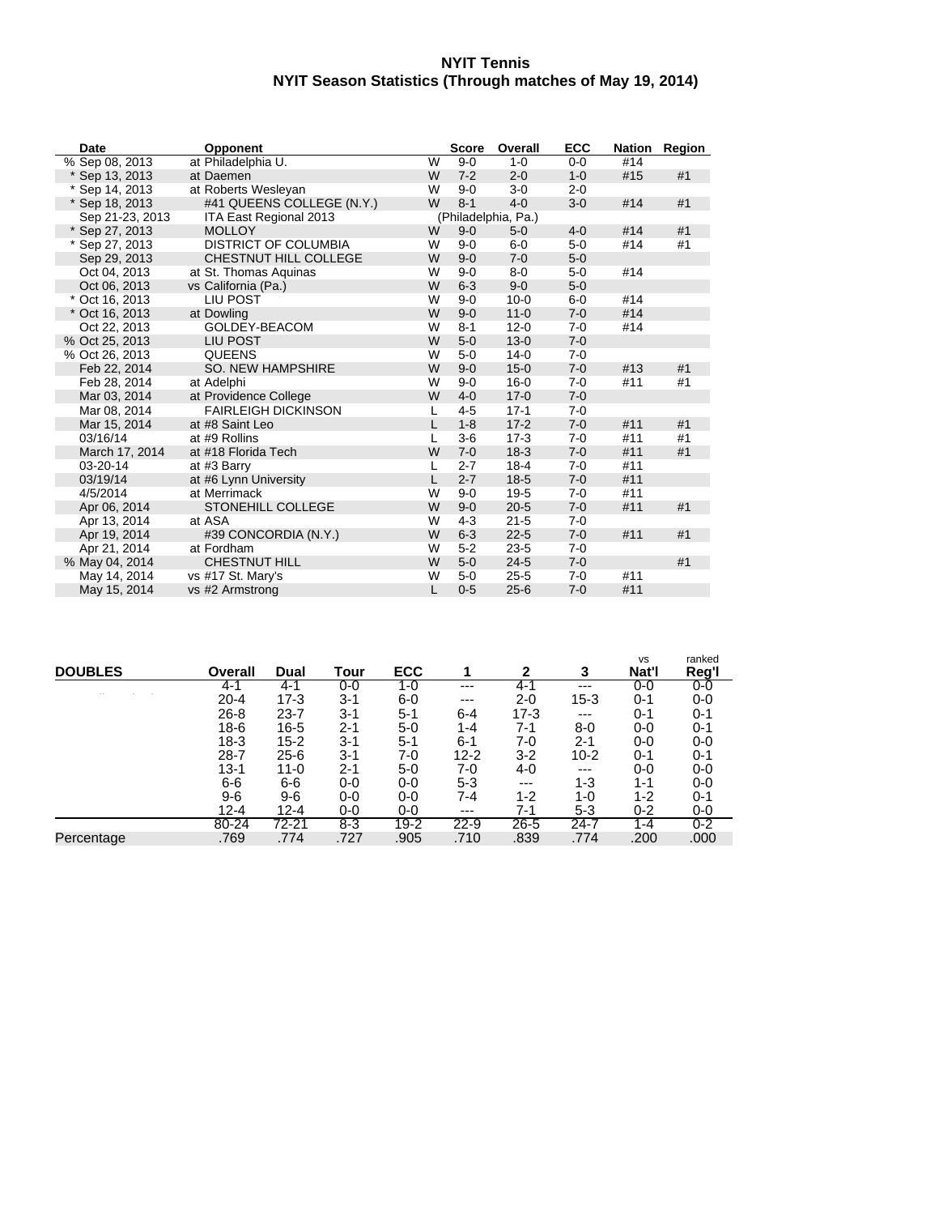# NYIT Tennis
## NYIT Season Statistics (Through matches of May 19, 2014)

| Date | Opponent | | Score | Overall | ECC | Nation | Region |
|---|---|---|---|---|---|---|---|
| % Sep 08, 2013 | at Philadelphia U. | W | 9-0 | 1-0 | 0-0 | #14 | |
| * Sep 13, 2013 | at Daemen | W | 7-2 | 2-0 | 1-0 | #15 | #1 |
| * Sep 14, 2013 | at Roberts Wesleyan | W | 9-0 | 3-0 | 2-0 | | |
| * Sep 18, 2013 | #41 QUEENS COLLEGE (N.Y.) | W | 8-1 | 4-0 | 3-0 | #14 | #1 |
| Sep 21-23, 2013 | ITA East Regional 2013 | | (Philadelphia, Pa.) | | | | |
| * Sep 27, 2013 | MOLLOY | W | 9-0 | 5-0 | 4-0 | #14 | #1 |
| * Sep 27, 2013 | DISTRICT OF COLUMBIA | W | 9-0 | 6-0 | 5-0 | #14 | #1 |
| Sep 29, 2013 | CHESTNUT HILL COLLEGE | W | 9-0 | 7-0 | 5-0 | | |
| Oct 04, 2013 | at St. Thomas Aquinas | W | 9-0 | 8-0 | 5-0 | #14 | |
| Oct 06, 2013 | vs California (Pa.) | W | 6-3 | 9-0 | 5-0 | | |
| * Oct 16, 2013 | LIU POST | W | 9-0 | 10-0 | 6-0 | #14 | |
| * Oct 16, 2013 | at Dowling | W | 9-0 | 11-0 | 7-0 | #14 | |
| Oct 22, 2013 | GOLDEY-BEACOM | W | 8-1 | 12-0 | 7-0 | #14 | |
| % Oct 25, 2013 | LIU POST | W | 5-0 | 13-0 | 7-0 | | |
| % Oct 26, 2013 | QUEENS | W | 5-0 | 14-0 | 7-0 | | |
| Feb 22, 2014 | SO. NEW HAMPSHIRE | W | 9-0 | 15-0 | 7-0 | #13 | #1 |
| Feb 28, 2014 | at Adelphi | W | 9-0 | 16-0 | 7-0 | #11 | #1 |
| Mar 03, 2014 | at Providence College | W | 4-0 | 17-0 | 7-0 | | |
| Mar 08, 2014 | FAIRLEIGH DICKINSON | L | 4-5 | 17-1 | 7-0 | | |
| Mar 15, 2014 | at #8 Saint Leo | L | 1-8 | 17-2 | 7-0 | #11 | #1 |
| 03/16/14 | at #9 Rollins | L | 3-6 | 17-3 | 7-0 | #11 | #1 |
| March 17, 2014 | at #18 Florida Tech | W | 7-0 | 18-3 | 7-0 | #11 | #1 |
| 03-20-14 | at #3 Barry | L | 2-7 | 18-4 | 7-0 | #11 | |
| 03/19/14 | at #6 Lynn University | L | 2-7 | 18-5 | 7-0 | #11 | |
| 4/5/2014 | at Merrimack | W | 9-0 | 19-5 | 7-0 | #11 | |
| Apr 06, 2014 | STONEHILL COLLEGE | W | 9-0 | 20-5 | 7-0 | #11 | #1 |
| Apr 13, 2014 | at ASA | W | 4-3 | 21-5 | 7-0 | | |
| Apr 19, 2014 | #39 CONCORDIA (N.Y.) | W | 6-3 | 22-5 | 7-0 | #11 | #1 |
| Apr 21, 2014 | at Fordham | W | 5-2 | 23-5 | 7-0 | | |
| % May 04, 2014 | CHESTNUT HILL | W | 5-0 | 24-5 | 7-0 | | #1 |
| May 14, 2014 | vs #17 St. Mary's | W | 5-0 | 25-5 | 7-0 | #11 | |
| May 15, 2014 | vs #2 Armstrong | L | 0-5 | 25-6 | 7-0 | #11 | |

| DOUBLES | Overall | Dual | Tour | ECC | 1 | 2 | 3 | vs Nat'l | ranked Reg'l |
|---|---|---|---|---|---|---|---|---|---|
| | 4-1 | 4-1 | 0-0 | 1-0 | --- | 4-1 | --- | 0-0 | 0-0 |
| | 20-4 | 17-3 | 3-1 | 6-0 | --- | 2-0 | 15-3 | 0-1 | 0-0 |
| | 26-8 | 23-7 | 3-1 | 5-1 | 6-4 | 17-3 | --- | 0-1 | 0-1 |
| | 18-6 | 16-5 | 2-1 | 5-0 | 1-4 | 7-1 | 8-0 | 0-0 | 0-1 |
| | 18-3 | 15-2 | 3-1 | 5-1 | 6-1 | 7-0 | 2-1 | 0-0 | 0-0 |
| | 28-7 | 25-6 | 3-1 | 7-0 | 12-2 | 3-2 | 10-2 | 0-1 | 0-1 |
| | 13-1 | 11-0 | 2-1 | 5-0 | 7-0 | 4-0 | --- | 0-0 | 0-0 |
| | 6-6 | 6-6 | 0-0 | 0-0 | 5-3 | --- | 1-3 | 1-1 | 0-0 |
| | 9-6 | 9-6 | 0-0 | 0-0 | 7-4 | 1-2 | 1-0 | 1-2 | 0-1 |
| | 12-4 | 12-4 | 0-0 | 0-0 | --- | 7-1 | 5-3 | 0-2 | 0-0 |
| | 80-24 | 72-21 | 8-3 | 19-2 | 22-9 | 26-5 | 24-7 | 1-4 | 0-2 |
| Percentage | .769 | .774 | .727 | .905 | .710 | .839 | .774 | .200 | .000 |